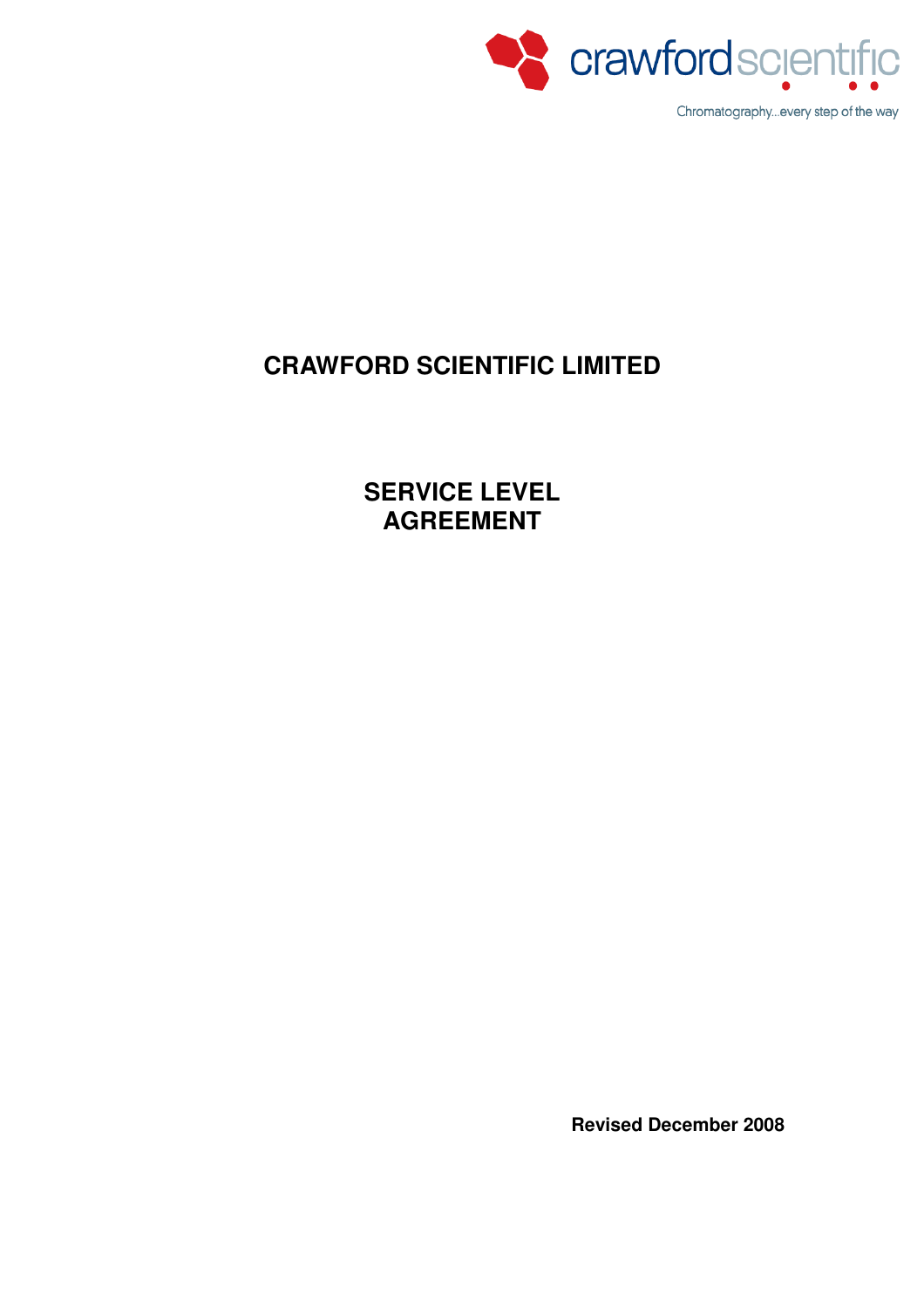crawfordscientific

Chromatography...every step of the way

# CRAWFORD SCIENTIFIC LIMITED

## SERVICE LEVEL AGREEMENT

**Revised December 2008**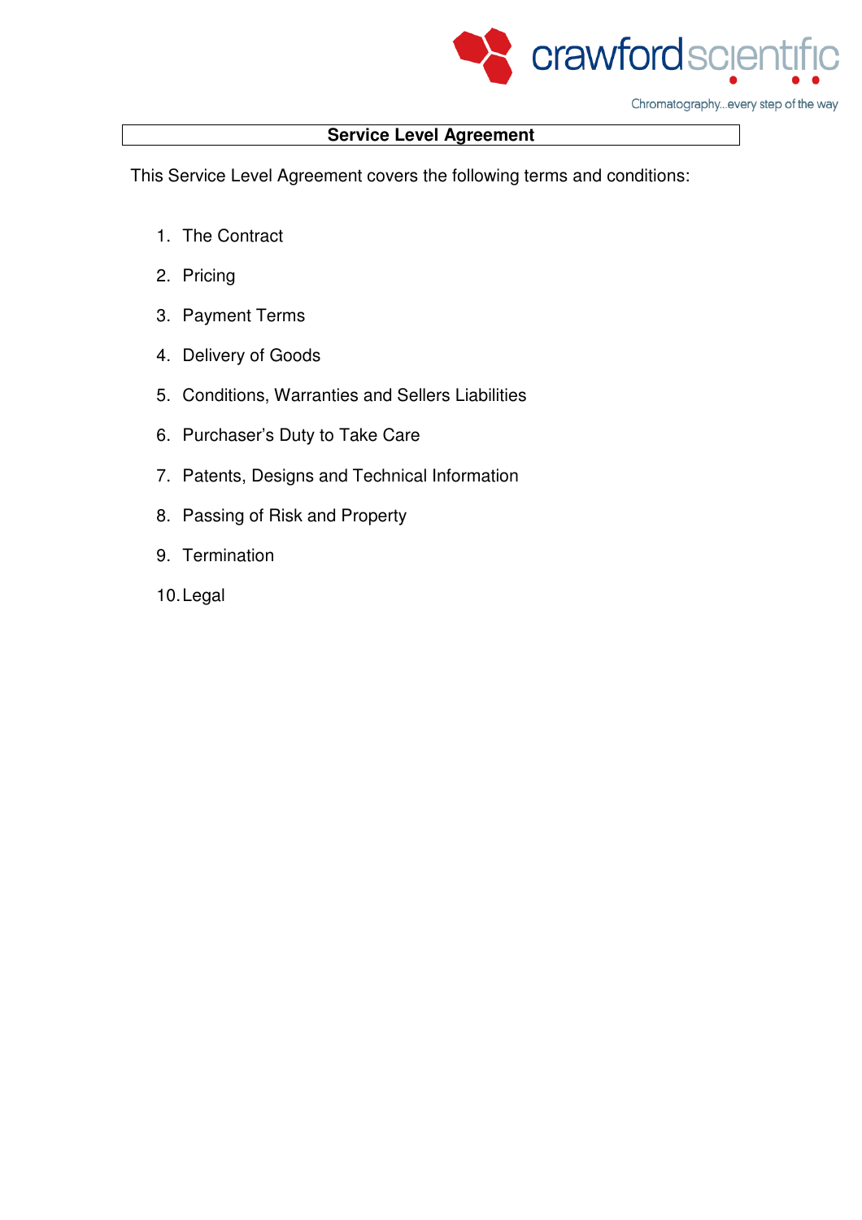# Service Level Agreement

This Service Level Agreement covers the following terms and conditions:

1. The Contract
2. Pricing
3. Payment Terms
4. Delivery of Goods
5. Conditions, Warranties and Sellers Liabilities
6. Purchaser's Duty to Take Care
7. Patents, Designs and Technical Information
8. Passing of Risk and Property
9. Termination
10. Legal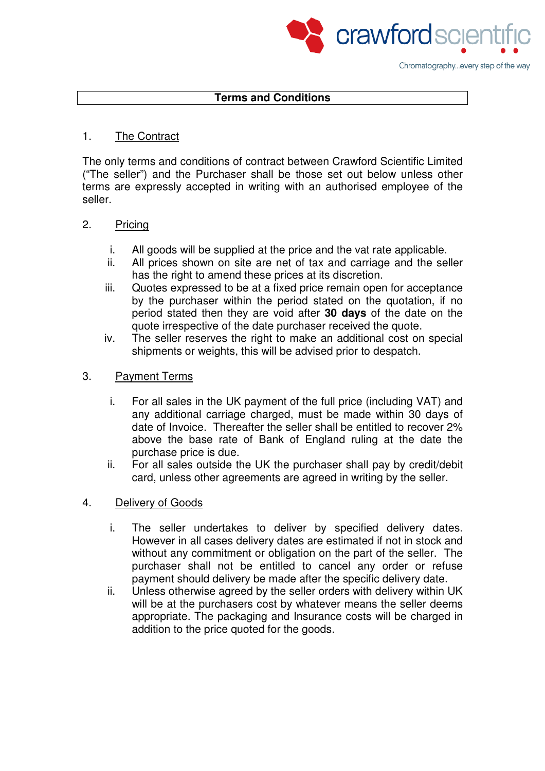# Terms and Conditions

## 1. The Contract

The only terms and conditions of contract between Crawford Scientific Limited ("The seller") and the Purchaser shall be those set out below unless other terms are expressly accepted in writing with an authorised employee of the seller.

## 2. Pricing

i. All goods will be supplied at the price and the vat rate applicable.
ii. All prices shown on site are net of tax and carriage and the seller has the right to amend these prices at its discretion.
iii. Quotes expressed to be at a fixed price remain open for acceptance by the purchaser within the period stated on the quotation, if no period stated then they are void after **30 days** of the date on the quote irrespective of the date purchaser received the quote.
iv. The seller reserves the right to make an additional cost on special shipments or weights, this will be advised prior to despatch.

## 3. Payment Terms

i. For all sales in the UK payment of the full price (including VAT) and any additional carriage charged, must be made within 30 days of date of Invoice. Thereafter the seller shall be entitled to recover 2% above the base rate of Bank of England ruling at the date the purchase price is due.
ii. For all sales outside the UK the purchaser shall pay by credit/debit card, unless other agreements are agreed in writing by the seller.

## 4. Delivery of Goods

i. The seller undertakes to deliver by specified delivery dates. However in all cases delivery dates are estimated if not in stock and without any commitment or obligation on the part of the seller. The purchaser shall not be entitled to cancel any order or refuse payment should delivery be made after the specific delivery date.
ii. Unless otherwise agreed by the seller orders with delivery within UK will be at the purchasers cost by whatever means the seller deems appropriate. The packaging and Insurance costs will be charged in addition to the price quoted for the goods.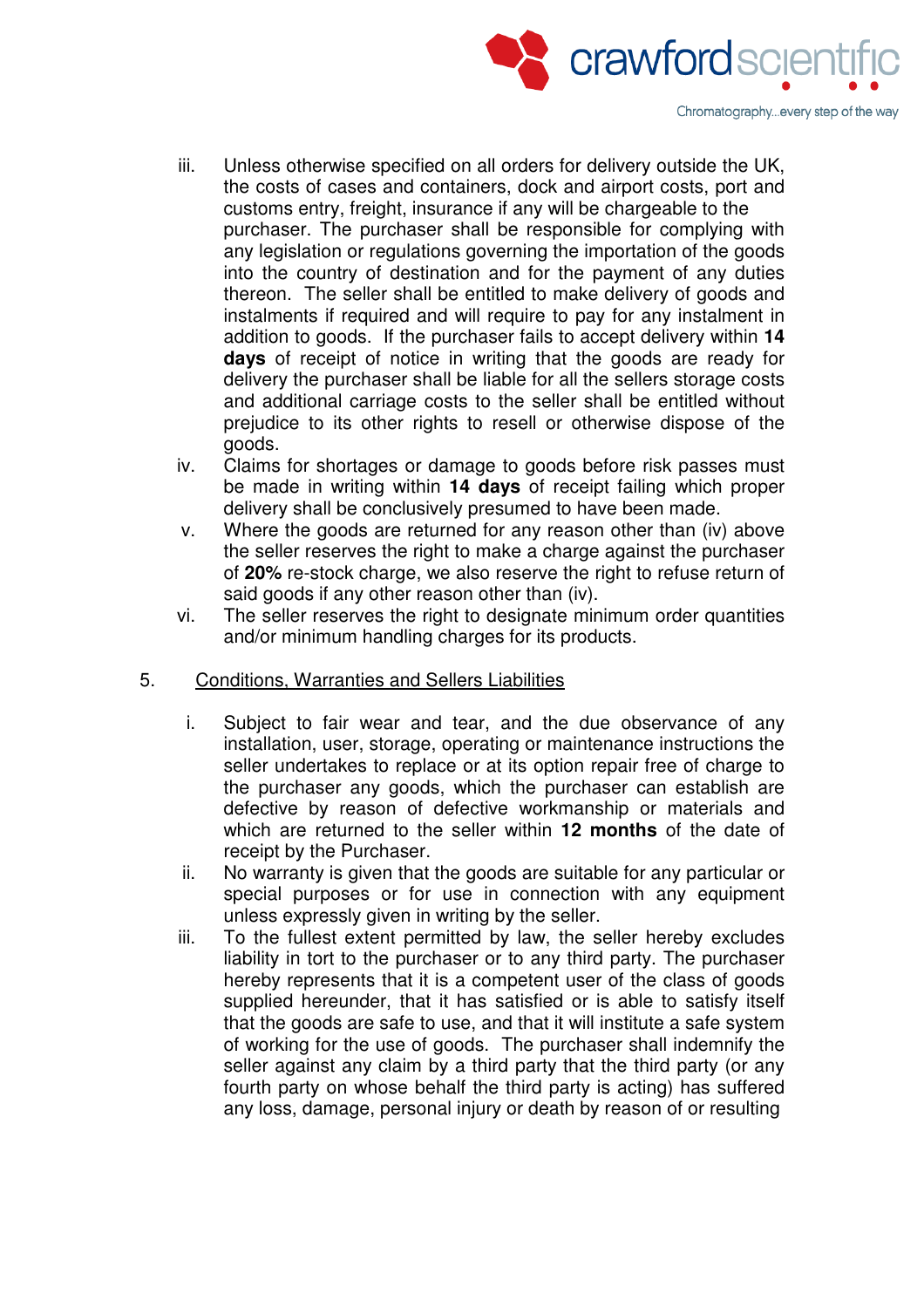iii. Unless otherwise specified on all orders for delivery outside the UK, the costs of cases and containers, dock and airport costs, port and customs entry, freight, insurance if any will be chargeable to the purchaser. The purchaser shall be responsible for complying with any legislation or regulations governing the importation of the goods into the country of destination and for the payment of any duties thereon. The seller shall be entitled to make delivery of goods and instalments if required and will require to pay for any instalment in addition to goods. If the purchaser fails to accept delivery within **14 days** of receipt of notice in writing that the goods are ready for delivery the purchaser shall be liable for all the sellers storage costs and additional carriage costs to the seller shall be entitled without prejudice to its other rights to resell or otherwise dispose of the goods.

iv. Claims for shortages or damage to goods before risk passes must be made in writing within **14 days** of receipt failing which proper delivery shall be conclusively presumed to have been made.

v. Where the goods are returned for any reason other than (iv) above the seller reserves the right to make a charge against the purchaser of **20%** re-stock charge, we also reserve the right to refuse return of said goods if any other reason other than (iv).

vi. The seller reserves the right to designate minimum order quantities and/or minimum handling charges for its products.

5. Conditions, Warranties and Sellers Liabilities

i. Subject to fair wear and tear, and the due observance of any installation, user, storage, operating or maintenance instructions the seller undertakes to replace or at its option repair free of charge to the purchaser any goods, which the purchaser can establish are defective by reason of defective workmanship or materials and which are returned to the seller within **12 months** of the date of receipt by the Purchaser.

ii. No warranty is given that the goods are suitable for any particular or special purposes or for use in connection with any equipment unless expressly given in writing by the seller.

iii. To the fullest extent permitted by law, the seller hereby excludes liability in tort to the purchaser or to any third party. The purchaser hereby represents that it is a competent user of the class of goods supplied hereunder, that it has satisfied or is able to satisfy itself that the goods are safe to use, and that it will institute a safe system of working for the use of goods. The purchaser shall indemnify the seller against any claim by a third party that the third party (or any fourth party on whose behalf the third party is acting) has suffered any loss, damage, personal injury or death by reason of or resulting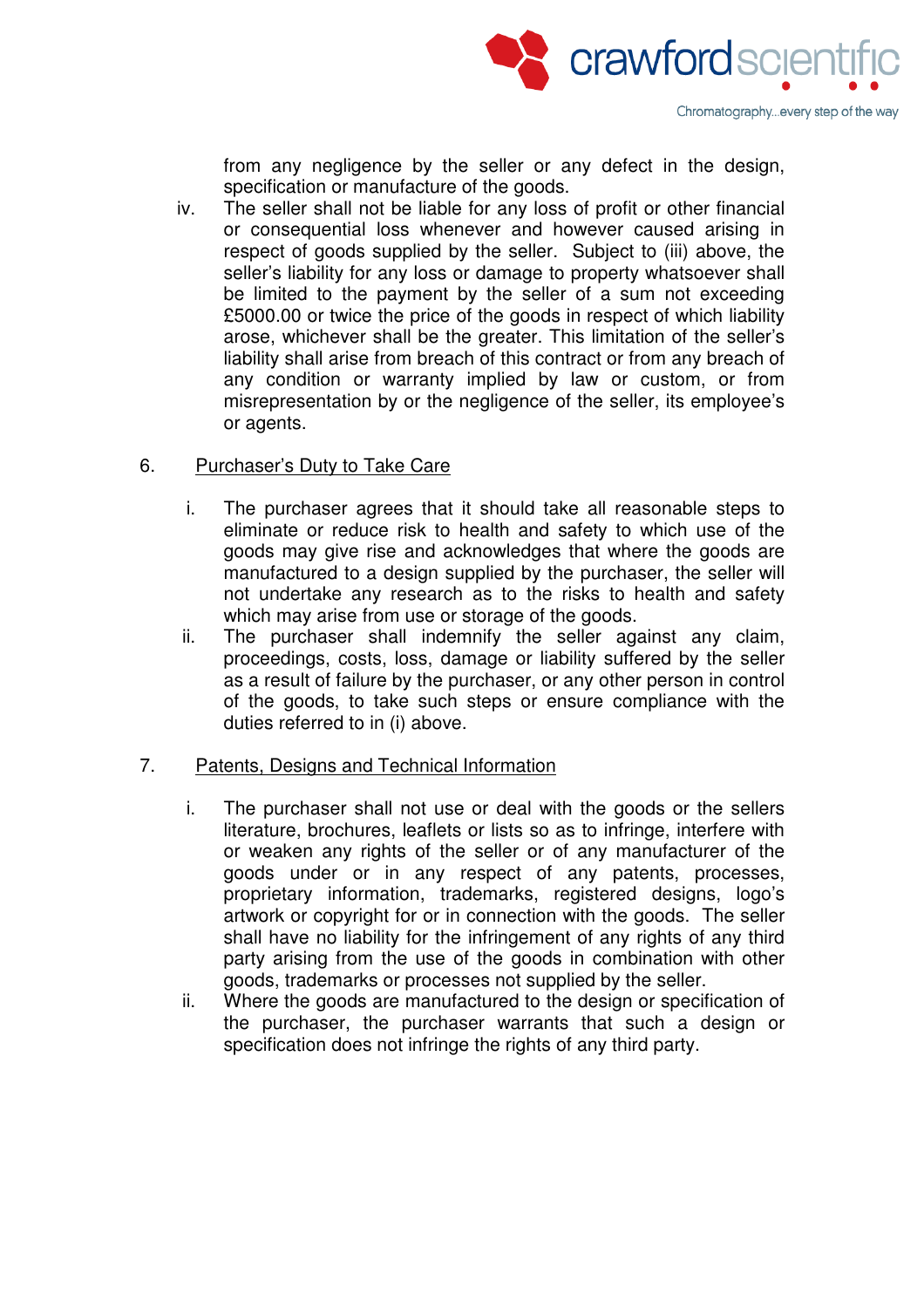from any negligence by the seller or any defect in the design, specification or manufacture of the goods.

iv. The seller shall not be liable for any loss of profit or other financial or consequential loss whenever and however caused arising in respect of goods supplied by the seller. Subject to (iii) above, the seller's liability for any loss or damage to property whatsoever shall be limited to the payment by the seller of a sum not exceeding £5000.00 or twice the price of the goods in respect of which liability arose, whichever shall be the greater. This limitation of the seller's liability shall arise from breach of this contract or from any breach of any condition or warranty implied by law or custom, or from misrepresentation by or the negligence of the seller, its employee's or agents.

6. <u>Purchaser's Duty to Take Care</u>

i. The purchaser agrees that it should take all reasonable steps to eliminate or reduce risk to health and safety to which use of the goods may give rise and acknowledges that where the goods are manufactured to a design supplied by the purchaser, the seller will not undertake any research as to the risks to health and safety which may arise from use or storage of the goods.

ii. The purchaser shall indemnify the seller against any claim, proceedings, costs, loss, damage or liability suffered by the seller as a result of failure by the purchaser, or any other person in control of the goods, to take such steps or ensure compliance with the duties referred to in (i) above.

7. <u>Patents, Designs and Technical Information</u>

i. The purchaser shall not use or deal with the goods or the sellers literature, brochures, leaflets or lists so as to infringe, interfere with or weaken any rights of the seller or of any manufacturer of the goods under or in any respect of any patents, processes, proprietary information, trademarks, registered designs, logo's artwork or copyright for or in connection with the goods. The seller shall have no liability for the infringement of any rights of any third party arising from the use of the goods in combination with other goods, trademarks or processes not supplied by the seller.

ii. Where the goods are manufactured to the design or specification of the purchaser, the purchaser warrants that such a design or specification does not infringe the rights of any third party.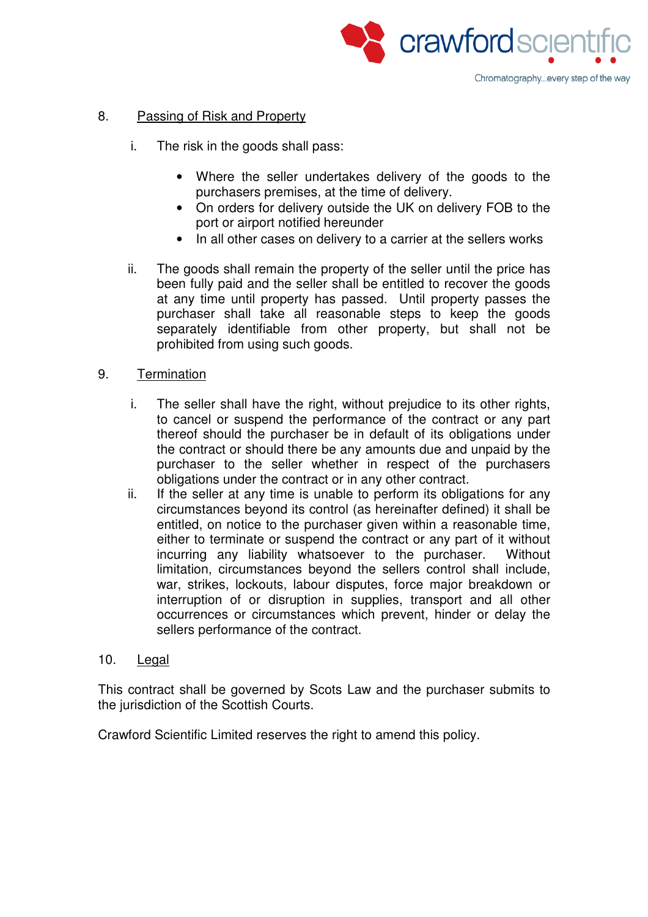8. <u>Passing of Risk and Property</u>

   i. The risk in the goods shall pass:

      - Where the seller undertakes delivery of the goods to the purchasers premises, at the time of delivery.
      - On orders for delivery outside the UK on delivery FOB to the port or airport notified hereunder
      - In all other cases on delivery to a carrier at the sellers works

   ii. The goods shall remain the property of the seller until the price has been fully paid and the seller shall be entitled to recover the goods at any time until property has passed. Until property passes the purchaser shall take all reasonable steps to keep the goods separately identifiable from other property, but shall not be prohibited from using such goods.

9. <u>Termination</u>

   i. The seller shall have the right, without prejudice to its other rights, to cancel or suspend the performance of the contract or any part thereof should the purchaser be in default of its obligations under the contract or should there be any amounts due and unpaid by the purchaser to the seller whether in respect of the purchasers obligations under the contract or in any other contract.

   ii. If the seller at any time is unable to perform its obligations for any circumstances beyond its control (as hereinafter defined) it shall be entitled, on notice to the purchaser given within a reasonable time, either to terminate or suspend the contract or any part of it without incurring any liability whatsoever to the purchaser. Without limitation, circumstances beyond the sellers control shall include, war, strikes, lockouts, labour disputes, force major breakdown or interruption of or disruption in supplies, transport and all other occurrences or circumstances which prevent, hinder or delay the sellers performance of the contract.

10. <u>Legal</u>

This contract shall be governed by Scots Law and the purchaser submits to the jurisdiction of the Scottish Courts.

Crawford Scientific Limited reserves the right to amend this policy.